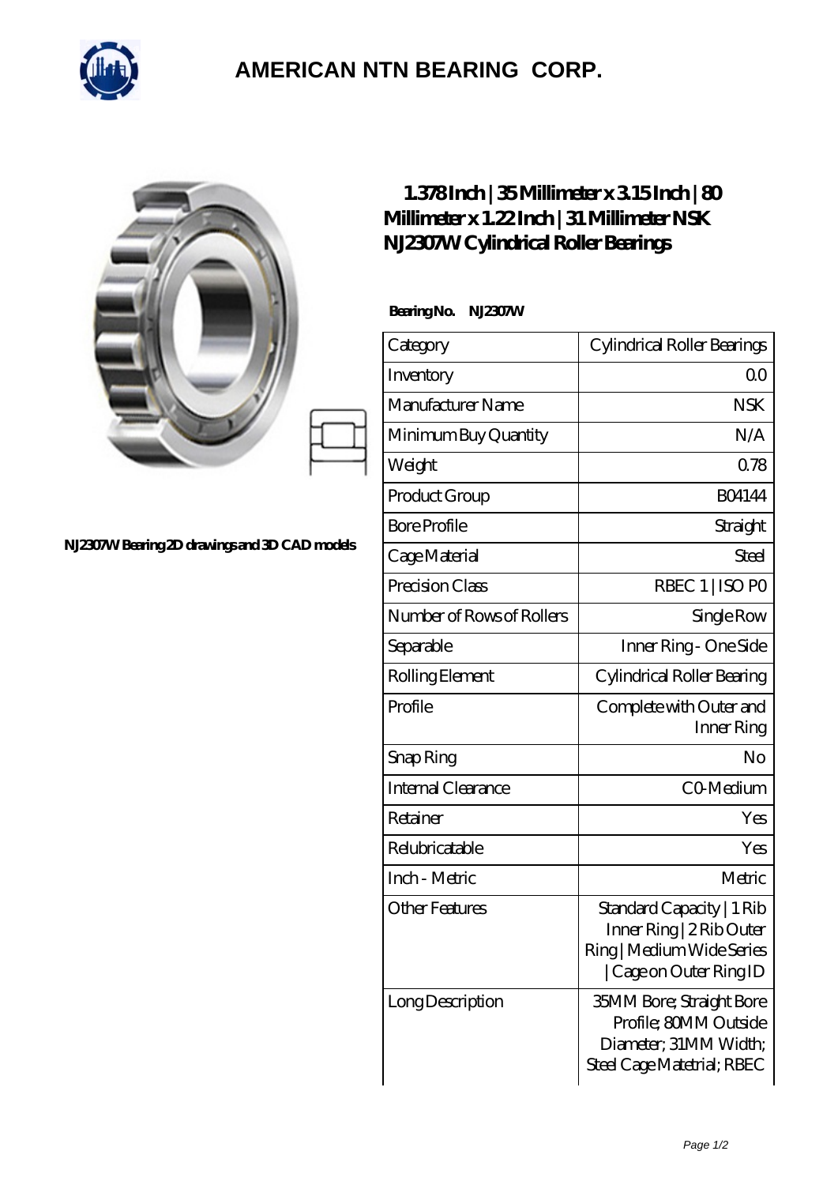# AMERICAN NTN BEARING CORP.

NJ2307W Bearing 2D drawings and 3D CAD models

## 1.378 Inch | 35 Millimeter x 3.15 Inch | 80 Millimeter x 1.22 Inch | 31 Millimeter NSK NJ2307W Cylindrical Roller Bearings

**Bearing No. NJ2307W**

| Category | Cylindrical Roller Bearings |
|---|---|
| Inventory | 0.0 |
| Manufacturer Name | NSK |
| Minimum Buy Quantity | N/A |
| Weight | 0.78 |
| Product Group | B04144 |
| Bore Profile | Straight |
| Cage Material | Steel |
| Precision Class | RBEC 1 \| ISO P0 |
| Number of Rows of Rollers | Single Row |
| Separable | Inner Ring - One Side |
| Rolling Element | Cylindrical Roller Bearing |
| Profile | Complete with Outer and Inner Ring |
| Snap Ring | No |
| Internal Clearance | C0-Medium |
| Retainer | Yes |
| Relubricatable | Yes |
| Inch - Metric | Metric |
| Other Features | Standard Capacity \| 1 Rib Inner Ring \| 2 Rib Outer Ring \| Medium Wide Series \| Cage on Outer Ring ID |
| Long Description | 35MM Bore; Straight Bore Profile; 80MM Outside Diameter; 31MM Width; Steel Cage Matetrial; RBEC |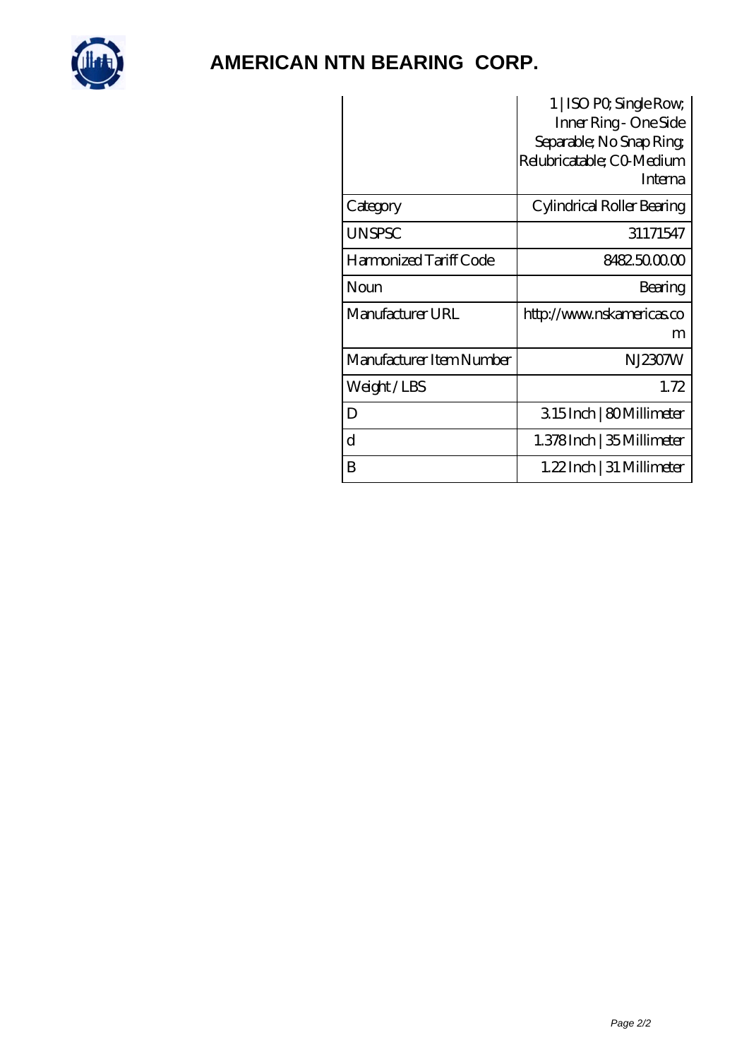# AMERICAN NTN BEARING CORP.

| | |
|---|---|
| | 1 \| ISO P0; Single Row; Inner Ring - One Side Separable; No Snap Ring; Relubricatable; C0-Medium Interna |
| Category | Cylindrical Roller Bearing |
| UNSPSC | 31171547 |
| Harmonized Tariff Code | 8482.50.00.00 |
| Noun | Bearing |
| Manufacturer URL | http://www.nskamericas.com |
| Manufacturer Item Number | NJ2307W |
| Weight / LBS | 1.72 |
| D | 3.15 Inch \| 80 Millimeter |
| d | 1.378 Inch \| 35 Millimeter |
| B | 1.22 Inch \| 31 Millimeter |